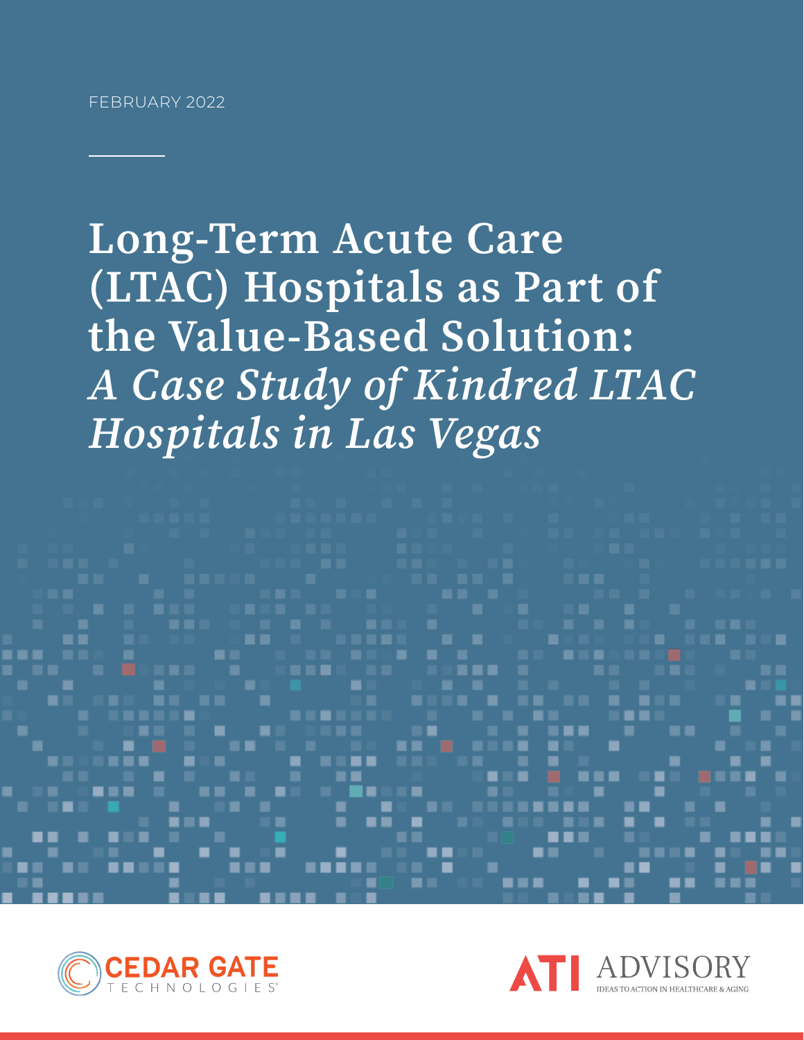FEBRUARY 2022

# Long-Term Acute Care (LTAC) Hospitals as Part of the Value-Based Solution: *A Case Study of Kindred LTAC Hospitals in Las Vegas*

CEDAR GATE TECHNOLOGIES

ATI ADVISORY
IDEAS TO ACTION IN HEALTHCARE & AGING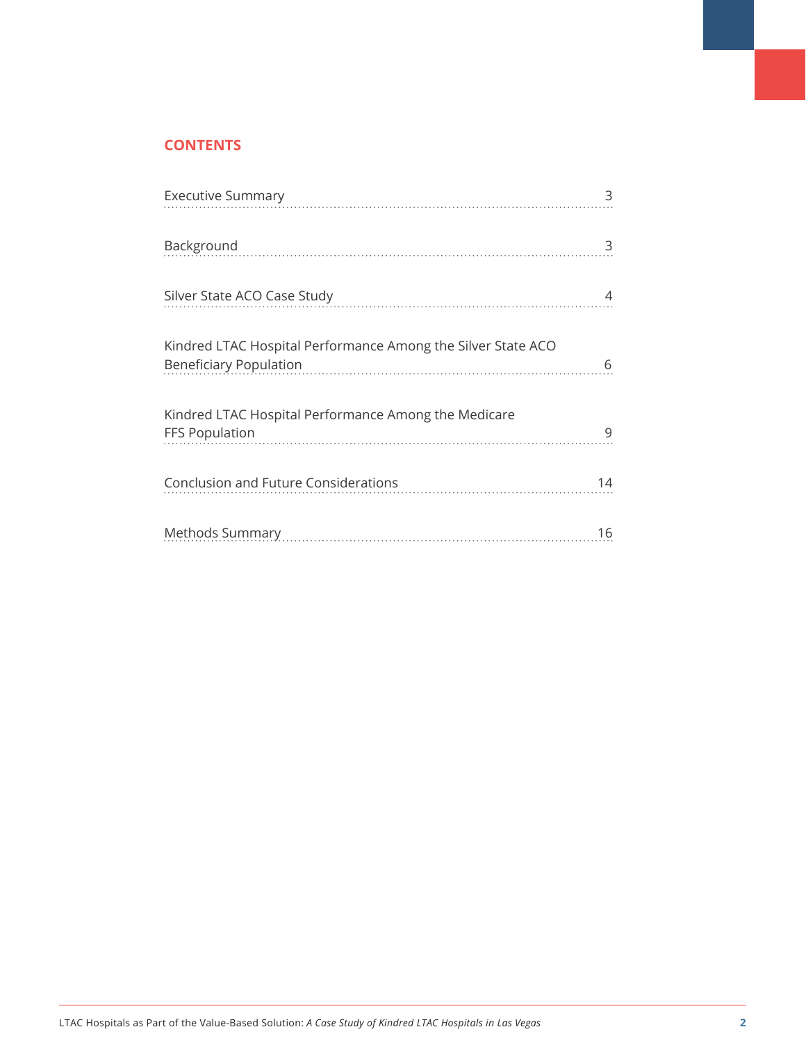## CONTENTS

| | |
|---|---|
| Executive Summary | 3 |
| Background | 3 |
| Silver State ACO Case Study | 4 |
| Kindred LTAC Hospital Performance Among the Silver State ACO Beneficiary Population | 6 |
| Kindred LTAC Hospital Performance Among the Medicare FFS Population | 9 |
| Conclusion and Future Considerations | 14 |
| Methods Summary | 16 |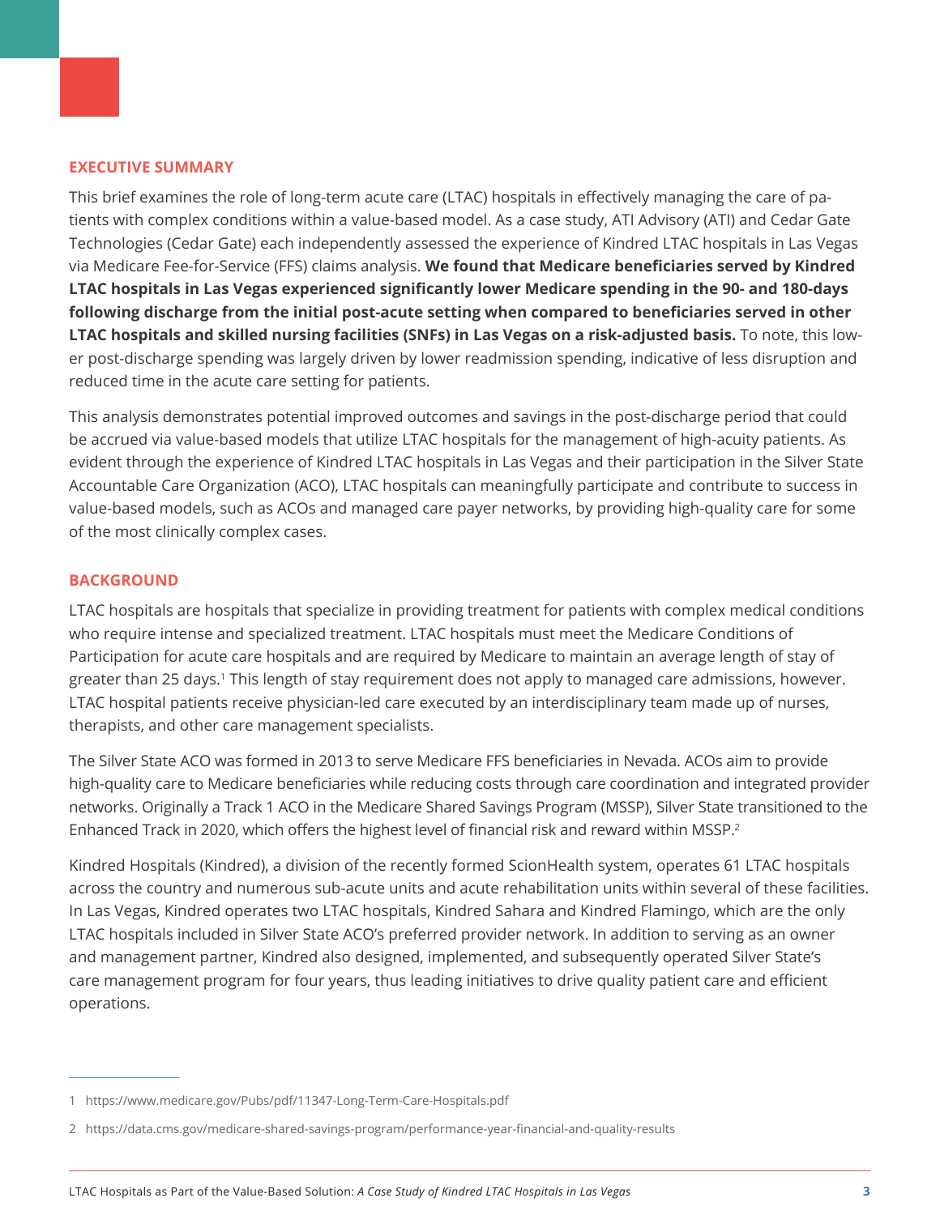## EXECUTIVE SUMMARY

This brief examines the role of long-term acute care (LTAC) hospitals in effectively managing the care of patients with complex conditions within a value-based model. As a case study, ATI Advisory (ATI) and Cedar Gate Technologies (Cedar Gate) each independently assessed the experience of Kindred LTAC hospitals in Las Vegas via Medicare Fee-for-Service (FFS) claims analysis. **We found that Medicare beneficiaries served by Kindred LTAC hospitals in Las Vegas experienced significantly lower Medicare spending in the 90- and 180-days following discharge from the initial post-acute setting when compared to beneficiaries served in other LTAC hospitals and skilled nursing facilities (SNFs) in Las Vegas on a risk-adjusted basis.** To note, this lower post-discharge spending was largely driven by lower readmission spending, indicative of less disruption and reduced time in the acute care setting for patients.

This analysis demonstrates potential improved outcomes and savings in the post-discharge period that could be accrued via value-based models that utilize LTAC hospitals for the management of high-acuity patients. As evident through the experience of Kindred LTAC hospitals in Las Vegas and their participation in the Silver State Accountable Care Organization (ACO), LTAC hospitals can meaningfully participate and contribute to success in value-based models, such as ACOs and managed care payer networks, by providing high-quality care for some of the most clinically complex cases.

## BACKGROUND

LTAC hospitals are hospitals that specialize in providing treatment for patients with complex medical conditions who require intense and specialized treatment. LTAC hospitals must meet the Medicare Conditions of Participation for acute care hospitals and are required by Medicare to maintain an average length of stay of greater than 25 days.[1] This length of stay requirement does not apply to managed care admissions, however. LTAC hospital patients receive physician-led care executed by an interdisciplinary team made up of nurses, therapists, and other care management specialists.

The Silver State ACO was formed in 2013 to serve Medicare FFS beneficiaries in Nevada. ACOs aim to provide high-quality care to Medicare beneficiaries while reducing costs through care coordination and integrated provider networks. Originally a Track 1 ACO in the Medicare Shared Savings Program (MSSP), Silver State transitioned to the Enhanced Track in 2020, which offers the highest level of financial risk and reward within MSSP.[2]

Kindred Hospitals (Kindred), a division of the recently formed ScionHealth system, operates 61 LTAC hospitals across the country and numerous sub-acute units and acute rehabilitation units within several of these facilities. In Las Vegas, Kindred operates two LTAC hospitals, Kindred Sahara and Kindred Flamingo, which are the only LTAC hospitals included in Silver State ACO's preferred provider network. In addition to serving as an owner and management partner, Kindred also designed, implemented, and subsequently operated Silver State's care management program for four years, thus leading initiatives to drive quality patient care and efficient operations.

1 https://www.medicare.gov/Pubs/pdf/11347-Long-Term-Care-Hospitals.pdf

2 https://data.cms.gov/medicare-shared-savings-program/performance-year-financial-and-quality-results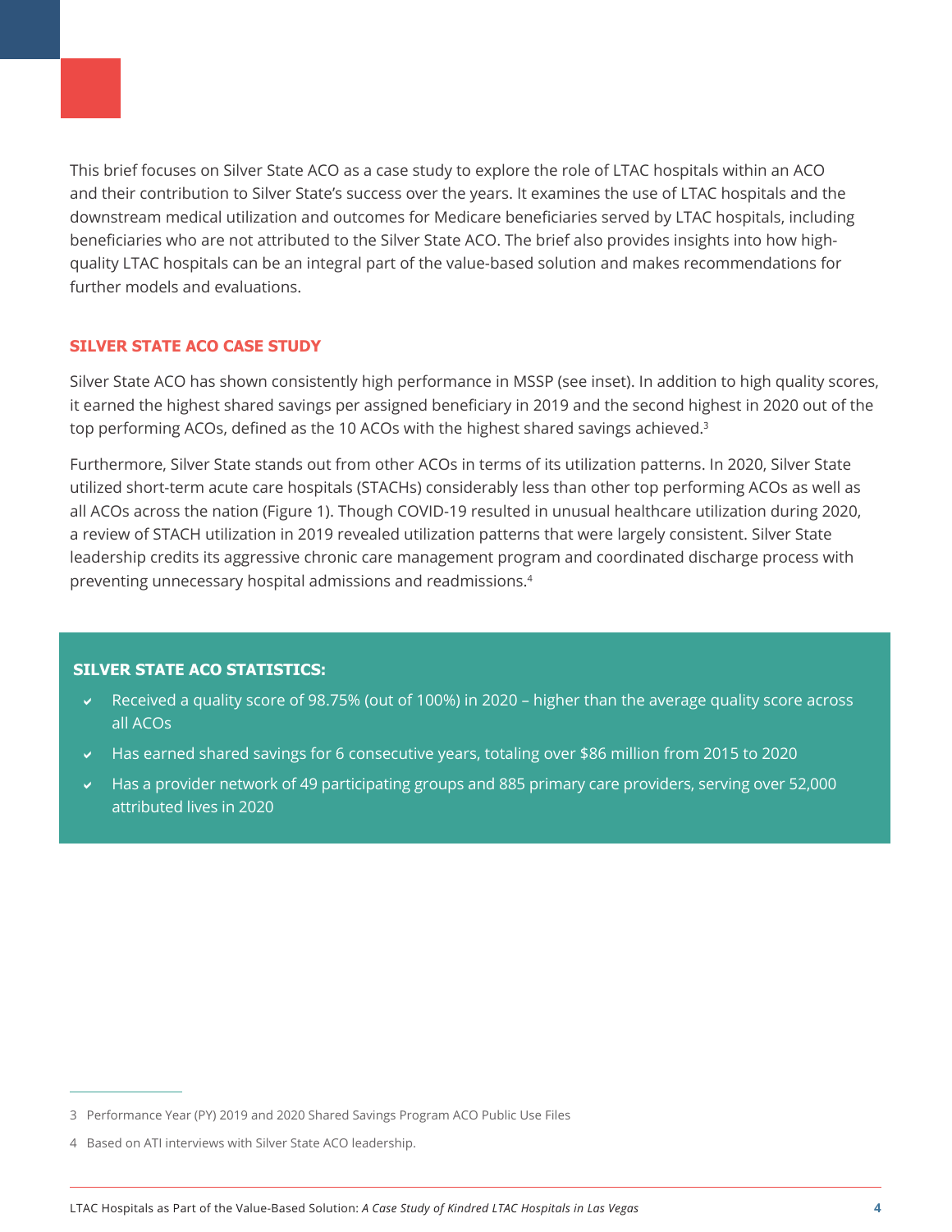This brief focuses on Silver State ACO as a case study to explore the role of LTAC hospitals within an ACO and their contribution to Silver State's success over the years. It examines the use of LTAC hospitals and the downstream medical utilization and outcomes for Medicare beneficiaries served by LTAC hospitals, including beneficiaries who are not attributed to the Silver State ACO. The brief also provides insights into how high-quality LTAC hospitals can be an integral part of the value-based solution and makes recommendations for further models and evaluations.

## SILVER STATE ACO CASE STUDY

Silver State ACO has shown consistently high performance in MSSP (see inset). In addition to high quality scores, it earned the highest shared savings per assigned beneficiary in 2019 and the second highest in 2020 out of the top performing ACOs, defined as the 10 ACOs with the highest shared savings achieved.[3]

Furthermore, Silver State stands out from other ACOs in terms of its utilization patterns. In 2020, Silver State utilized short-term acute care hospitals (STACHs) considerably less than other top performing ACOs as well as all ACOs across the nation (Figure 1). Though COVID-19 resulted in unusual healthcare utilization during 2020, a review of STACH utilization in 2019 revealed utilization patterns that were largely consistent. Silver State leadership credits its aggressive chronic care management program and coordinated discharge process with preventing unnecessary hospital admissions and readmissions.[4]

### SILVER STATE ACO STATISTICS:

- Received a quality score of 98.75% (out of 100%) in 2020 – higher than the average quality score across all ACOs
- Has earned shared savings for 6 consecutive years, totaling over $86 million from 2015 to 2020
- Has a provider network of 49 participating groups and 885 primary care providers, serving over 52,000 attributed lives in 2020

---

3 Performance Year (PY) 2019 and 2020 Shared Savings Program ACO Public Use Files

4 Based on ATI interviews with Silver State ACO leadership.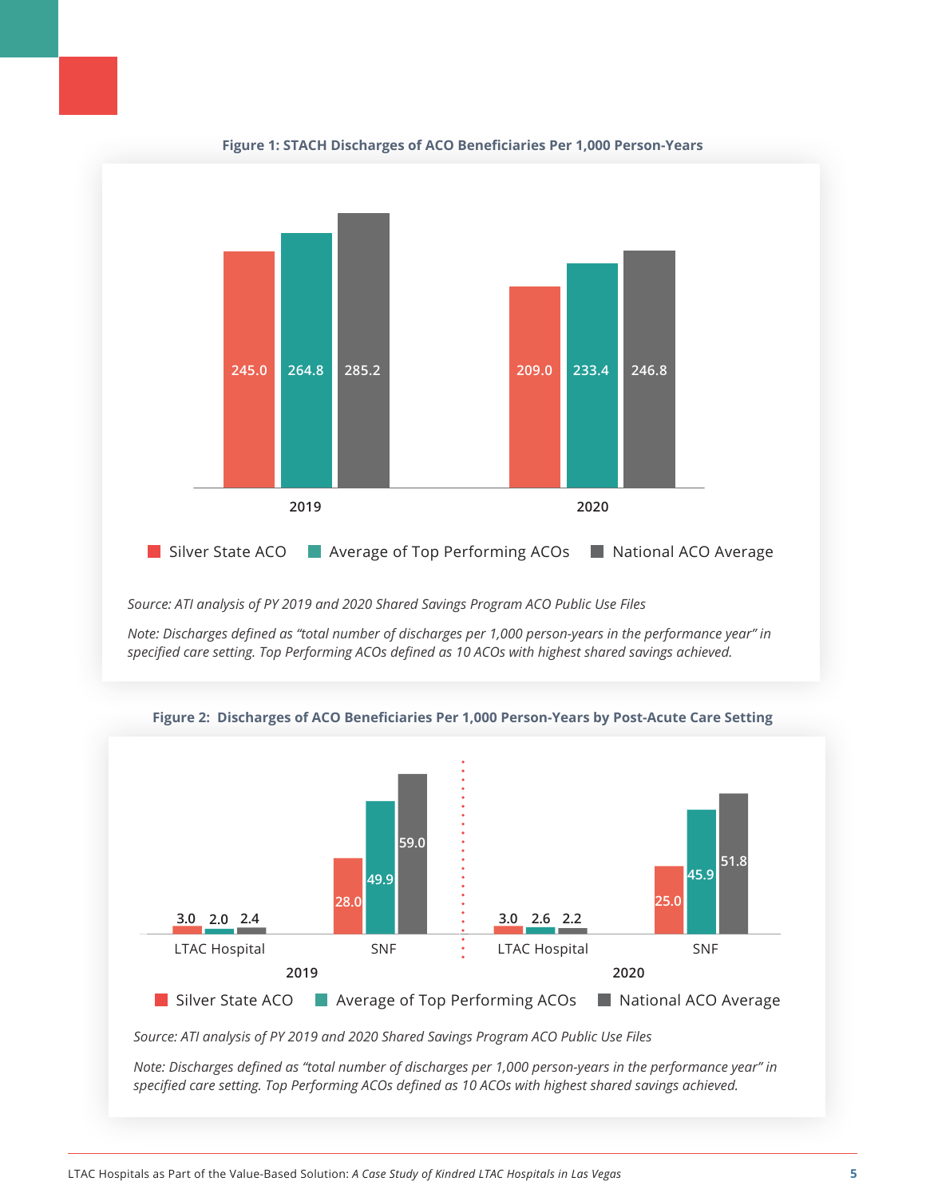**Figure 1: STACH Discharges of ACO Beneficiaries Per 1,000 Person-Years**

| Year | Silver State ACO | Average of Top Performing ACOs | National ACO Average |
|---|---|---|---|
| 2019 | 245.0 | 264.8 | 285.2 |
| 2020 | 209.0 | 233.4 | 246.8 |

*Source: ATI analysis of PY 2019 and 2020 Shared Savings Program ACO Public Use Files*

*Note: Discharges defined as "total number of discharges per 1,000 person-years in the performance year" in specified care setting. Top Performing ACOs defined as 10 ACOs with highest shared savings achieved.*

**Figure 2: Discharges of ACO Beneficiaries Per 1,000 Person-Years by Post-Acute Care Setting**

| Year | Setting | Silver State ACO | Average of Top Performing ACOs | National ACO Average |
|---|---|---|---|---|
| 2019 | LTAC Hospital | 3.0 | 2.0 | 2.4 |
| 2019 | SNF | 28.0 | 49.9 | 59.0 |
| 2020 | LTAC Hospital | 3.0 | 2.6 | 2.2 |
| 2020 | SNF | 25.0 | 45.9 | 51.8 |

*Source: ATI analysis of PY 2019 and 2020 Shared Savings Program ACO Public Use Files*

*Note: Discharges defined as "total number of discharges per 1,000 person-years in the performance year" in specified care setting. Top Performing ACOs defined as 10 ACOs with highest shared savings achieved.*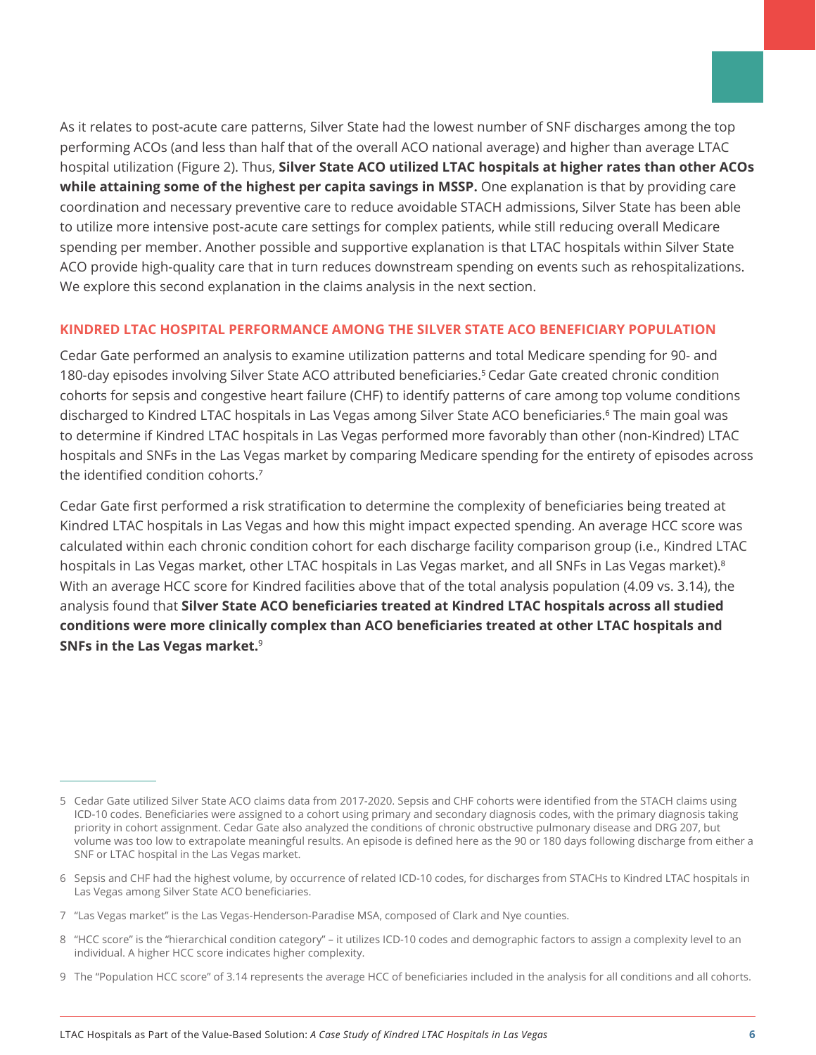As it relates to post-acute care patterns, Silver State had the lowest number of SNF discharges among the top performing ACOs (and less than half that of the overall ACO national average) and higher than average LTAC hospital utilization (Figure 2). Thus, **Silver State ACO utilized LTAC hospitals at higher rates than other ACOs while attaining some of the highest per capita savings in MSSP.** One explanation is that by providing care coordination and necessary preventive care to reduce avoidable STACH admissions, Silver State has been able to utilize more intensive post-acute care settings for complex patients, while still reducing overall Medicare spending per member. Another possible and supportive explanation is that LTAC hospitals within Silver State ACO provide high-quality care that in turn reduces downstream spending on events such as rehospitalizations. We explore this second explanation in the claims analysis in the next section.

## KINDRED LTAC HOSPITAL PERFORMANCE AMONG THE SILVER STATE ACO BENEFICIARY POPULATION

Cedar Gate performed an analysis to examine utilization patterns and total Medicare spending for 90- and 180-day episodes involving Silver State ACO attributed beneficiaries.[5] Cedar Gate created chronic condition cohorts for sepsis and congestive heart failure (CHF) to identify patterns of care among top volume conditions discharged to Kindred LTAC hospitals in Las Vegas among Silver State ACO beneficiaries.[6] The main goal was to determine if Kindred LTAC hospitals in Las Vegas performed more favorably than other (non-Kindred) LTAC hospitals and SNFs in the Las Vegas market by comparing Medicare spending for the entirety of episodes across the identified condition cohorts.[7]

Cedar Gate first performed a risk stratification to determine the complexity of beneficiaries being treated at Kindred LTAC hospitals in Las Vegas and how this might impact expected spending. An average HCC score was calculated within each chronic condition cohort for each discharge facility comparison group (i.e., Kindred LTAC hospitals in Las Vegas market, other LTAC hospitals in Las Vegas market, and all SNFs in Las Vegas market).[8] With an average HCC score for Kindred facilities above that of the total analysis population (4.09 vs. 3.14), the analysis found that **Silver State ACO beneficiaries treated at Kindred LTAC hospitals across all studied conditions were more clinically complex than ACO beneficiaries treated at other LTAC hospitals and SNFs in the Las Vegas market.**[9]

---

5 Cedar Gate utilized Silver State ACO claims data from 2017-2020. Sepsis and CHF cohorts were identified from the STACH claims using ICD-10 codes. Beneficiaries were assigned to a cohort using primary and secondary diagnosis codes, with the primary diagnosis taking priority in cohort assignment. Cedar Gate also analyzed the conditions of chronic obstructive pulmonary disease and DRG 207, but volume was too low to extrapolate meaningful results. An episode is defined here as the 90 or 180 days following discharge from either a SNF or LTAC hospital in the Las Vegas market.

6 Sepsis and CHF had the highest volume, by occurrence of related ICD-10 codes, for discharges from STACHs to Kindred LTAC hospitals in Las Vegas among Silver State ACO beneficiaries.

7 "Las Vegas market" is the Las Vegas-Henderson-Paradise MSA, composed of Clark and Nye counties.

8 "HCC score" is the "hierarchical condition category" – it utilizes ICD-10 codes and demographic factors to assign a complexity level to an individual. A higher HCC score indicates higher complexity.

9 The "Population HCC score" of 3.14 represents the average HCC of beneficiaries included in the analysis for all conditions and all cohorts.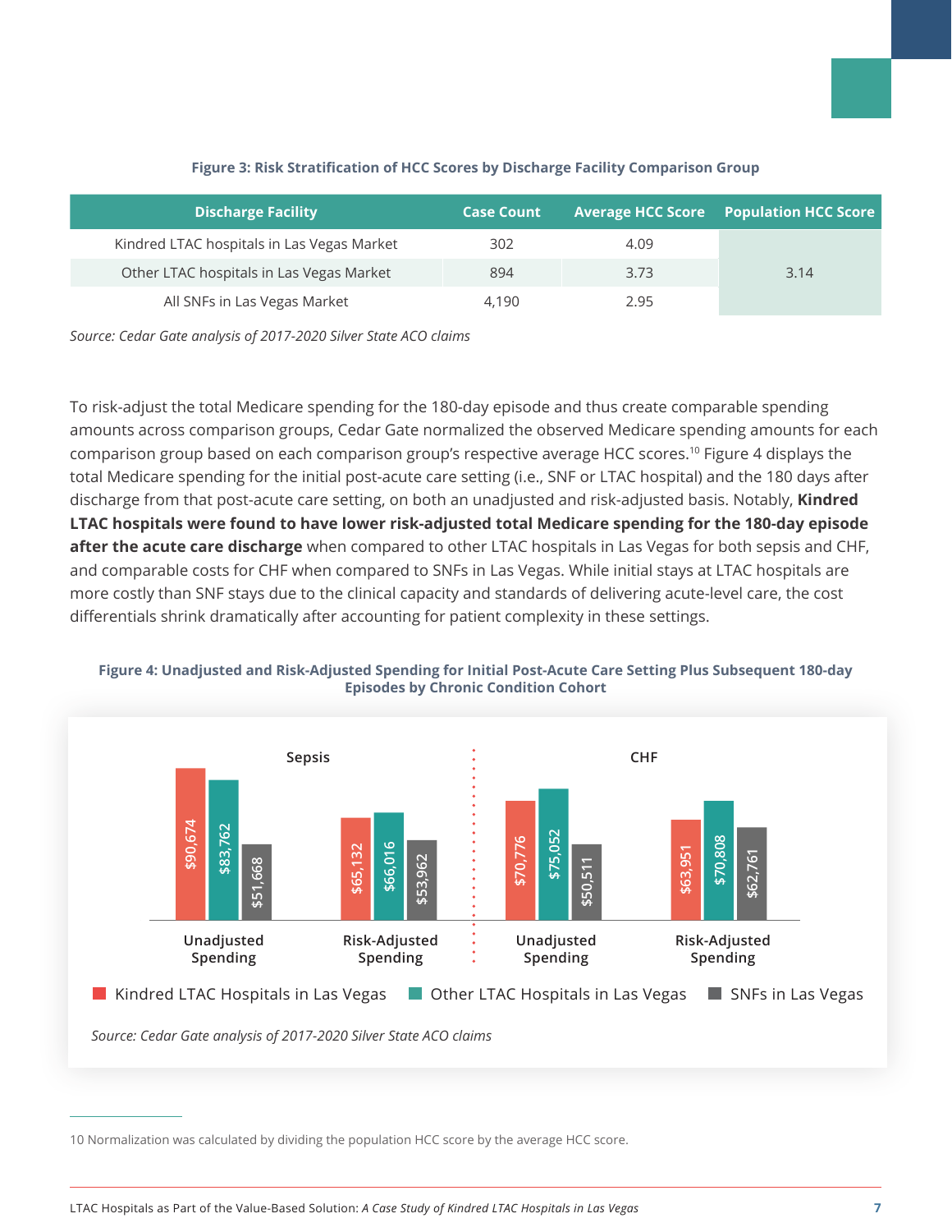**Figure 3: Risk Stratification of HCC Scores by Discharge Facility Comparison Group**

| Discharge Facility | Case Count | Average HCC Score | Population HCC Score |
|---|---|---|---|
| Kindred LTAC hospitals in Las Vegas Market | 302 | 4.09 | 3.14 |
| Other LTAC hospitals in Las Vegas Market | 894 | 3.73 | |
| All SNFs in Las Vegas Market | 4,190 | 2.95 | |

*Source: Cedar Gate analysis of 2017-2020 Silver State ACO claims*

To risk-adjust the total Medicare spending for the 180-day episode and thus create comparable spending amounts across comparison groups, Cedar Gate normalized the observed Medicare spending amounts for each comparison group based on each comparison group's respective average HCC scores.[10] Figure 4 displays the total Medicare spending for the initial post-acute care setting (i.e., SNF or LTAC hospital) and the 180 days after discharge from that post-acute care setting, on both an unadjusted and risk-adjusted basis. Notably, **Kindred LTAC hospitals were found to have lower risk-adjusted total Medicare spending for the 180-day episode after the acute care discharge** when compared to other LTAC hospitals in Las Vegas for both sepsis and CHF, and comparable costs for CHF when compared to SNFs in Las Vegas. While initial stays at LTAC hospitals are more costly than SNF stays due to the clinical capacity and standards of delivering acute-level care, the cost differentials shrink dramatically after accounting for patient complexity in these settings.

**Figure 4: Unadjusted and Risk-Adjusted Spending for Initial Post-Acute Care Setting Plus Subsequent 180-day Episodes by Chronic Condition Cohort**

| Cohort | Spending | Kindred LTAC Hospitals in Las Vegas | Other LTAC Hospitals in Las Vegas | SNFs in Las Vegas |
|---|---|---|---|---|
| Sepsis | Unadjusted Spending | $90,674 | $83,762 | $51,668 |
| Sepsis | Risk-Adjusted Spending | $65,132 | $66,016 | $53,962 |
| CHF | Unadjusted Spending | $70,776 | $75,052 | $50,511 |
| CHF | Risk-Adjusted Spending | $63,951 | $70,808 | $62,761 |

*Source: Cedar Gate analysis of 2017-2020 Silver State ACO claims*

10 Normalization was calculated by dividing the population HCC score by the average HCC score.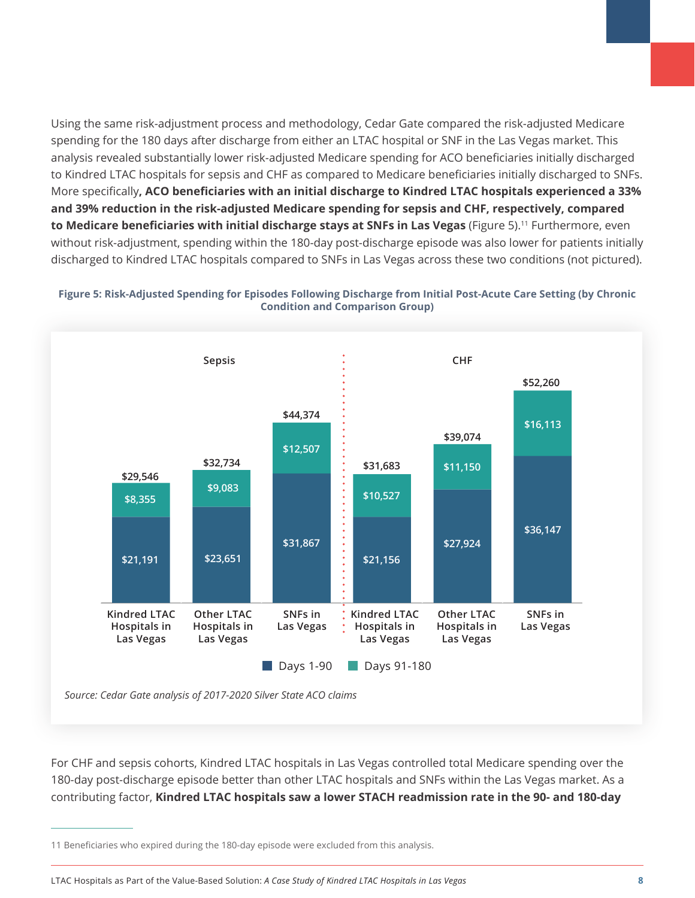Using the same risk-adjustment process and methodology, Cedar Gate compared the risk-adjusted Medicare spending for the 180 days after discharge from either an LTAC hospital or SNF in the Las Vegas market. This analysis revealed substantially lower risk-adjusted Medicare spending for ACO beneficiaries initially discharged to Kindred LTAC hospitals for sepsis and CHF as compared to Medicare beneficiaries initially discharged to SNFs. More specifically, **ACO beneficiaries with an initial discharge to Kindred LTAC hospitals experienced a 33% and 39% reduction in the risk-adjusted Medicare spending for sepsis and CHF, respectively, compared to Medicare beneficiaries with initial discharge stays at SNFs in Las Vegas** (Figure 5).[11] Furthermore, even without risk-adjustment, spending within the 180-day post-discharge episode was also lower for patients initially discharged to Kindred LTAC hospitals compared to SNFs in Las Vegas across these two conditions (not pictured).

**Figure 5: Risk-Adjusted Spending for Episodes Following Discharge from Initial Post-Acute Care Setting (by Chronic Condition and Comparison Group)**

| Condition | Comparison Group | Days 1-90 | Days 91-180 | Total |
|---|---|---|---|---|
| Sepsis | Kindred LTAC Hospitals in Las Vegas | $21,191 | $8,355 | $29,546 |
| Sepsis | Other LTAC Hospitals in Las Vegas | $23,651 | $9,083 | $32,734 |
| Sepsis | SNFs in Las Vegas | $31,867 | $12,507 | $44,374 |
| CHF | Kindred LTAC Hospitals in Las Vegas | $21,156 | $10,527 | $31,683 |
| CHF | Other LTAC Hospitals in Las Vegas | $27,924 | $11,150 | $39,074 |
| CHF | SNFs in Las Vegas | $36,147 | $16,113 | $52,260 |

*Source: Cedar Gate analysis of 2017-2020 Silver State ACO claims*

For CHF and sepsis cohorts, Kindred LTAC hospitals in Las Vegas controlled total Medicare spending over the 180-day post-discharge episode better than other LTAC hospitals and SNFs within the Las Vegas market. As a contributing factor, **Kindred LTAC hospitals saw a lower STACH readmission rate in the 90- and 180-day**

11 Beneficiaries who expired during the 180-day episode were excluded from this analysis.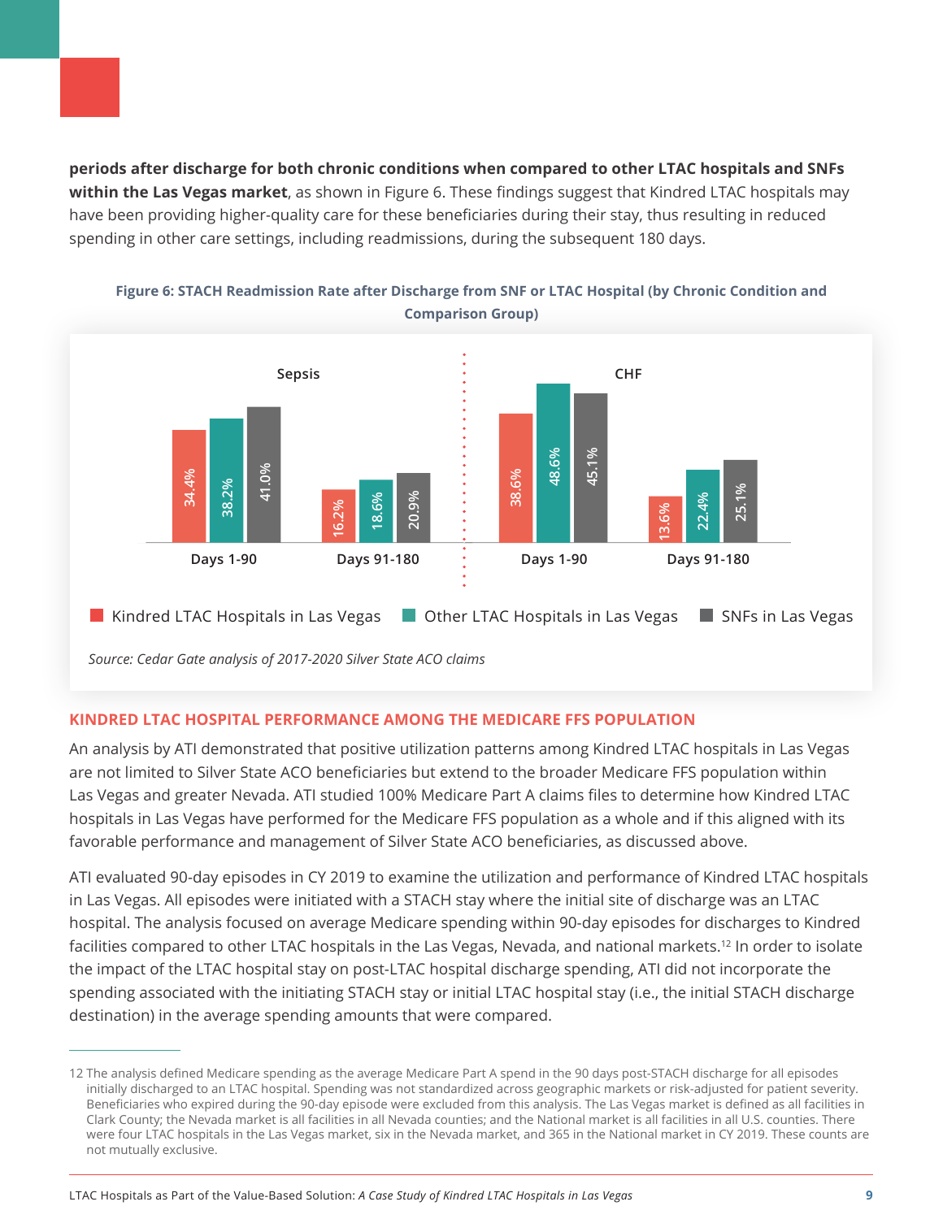**periods after discharge for both chronic conditions when compared to other LTAC hospitals and SNFs within the Las Vegas market**, as shown in Figure 6. These findings suggest that Kindred LTAC hospitals may have been providing higher-quality care for these beneficiaries during their stay, thus resulting in reduced spending in other care settings, including readmissions, during the subsequent 180 days.

**Figure 6: STACH Readmission Rate after Discharge from SNF or LTAC Hospital (by Chronic Condition and Comparison Group)**

| Condition | Period | Kindred LTAC Hospitals in Las Vegas | Other LTAC Hospitals in Las Vegas | SNFs in Las Vegas |
|---|---|---|---|---|
| Sepsis | Days 1-90 | 34.4% | 38.2% | 41.0% |
| Sepsis | Days 91-180 | 16.2% | 18.6% | 20.9% |
| CHF | Days 1-90 | 38.6% | 48.6% | 45.1% |
| CHF | Days 91-180 | 13.6% | 22.4% | 25.1% |

*Source: Cedar Gate analysis of 2017-2020 Silver State ACO claims*

## KINDRED LTAC HOSPITAL PERFORMANCE AMONG THE MEDICARE FFS POPULATION

An analysis by ATI demonstrated that positive utilization patterns among Kindred LTAC hospitals in Las Vegas are not limited to Silver State ACO beneficiaries but extend to the broader Medicare FFS population within Las Vegas and greater Nevada. ATI studied 100% Medicare Part A claims files to determine how Kindred LTAC hospitals in Las Vegas have performed for the Medicare FFS population as a whole and if this aligned with its favorable performance and management of Silver State ACO beneficiaries, as discussed above.

ATI evaluated 90-day episodes in CY 2019 to examine the utilization and performance of Kindred LTAC hospitals in Las Vegas. All episodes were initiated with a STACH stay where the initial site of discharge was an LTAC hospital. The analysis focused on average Medicare spending within 90-day episodes for discharges to Kindred facilities compared to other LTAC hospitals in the Las Vegas, Nevada, and national markets.[12] In order to isolate the impact of the LTAC hospital stay on post-LTAC hospital discharge spending, ATI did not incorporate the spending associated with the initiating STACH stay or initial LTAC hospital stay (i.e., the initial STACH discharge destination) in the average spending amounts that were compared.

---

12 The analysis defined Medicare spending as the average Medicare Part A spend in the 90 days post-STACH discharge for all episodes initially discharged to an LTAC hospital. Spending was not standardized across geographic markets or risk-adjusted for patient severity. Beneficiaries who expired during the 90-day episode were excluded from this analysis. The Las Vegas market is defined as all facilities in Clark County; the Nevada market is all facilities in all Nevada counties; and the National market is all facilities in all U.S. counties. There were four LTAC hospitals in the Las Vegas market, six in the Nevada market, and 365 in the National market in CY 2019. These counts are not mutually exclusive.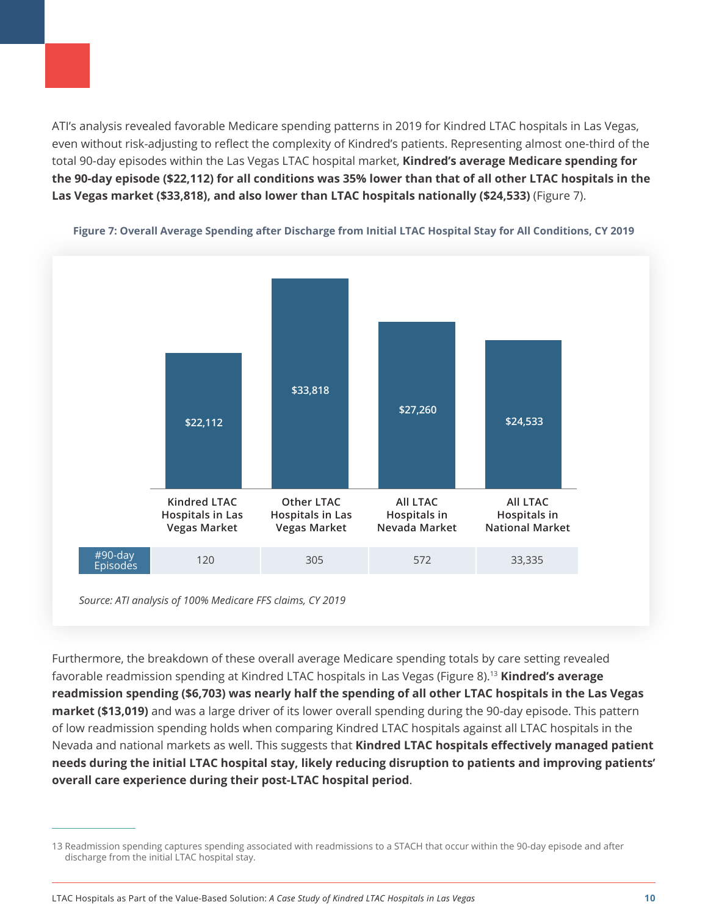ATI's analysis revealed favorable Medicare spending patterns in 2019 for Kindred LTAC hospitals in Las Vegas, even without risk-adjusting to reflect the complexity of Kindred's patients. Representing almost one-third of the total 90-day episodes within the Las Vegas LTAC hospital market, **Kindred's average Medicare spending for the 90-day episode ($22,112) for all conditions was 35% lower than that of all other LTAC hospitals in the Las Vegas market ($33,818), and also lower than LTAC hospitals nationally ($24,533)** (Figure 7).

**Figure 7: Overall Average Spending after Discharge from Initial LTAC Hospital Stay for All Conditions, CY 2019**

| | Kindred LTAC Hospitals in Las Vegas Market | Other LTAC Hospitals in Las Vegas Market | All LTAC Hospitals in Nevada Market | All LTAC Hospitals in National Market |
|---|---|---|---|---|
| Average Spending | $22,112 | $33,818 | $27,260 | $24,533 |
| #90-day Episodes | 120 | 305 | 572 | 33,335 |

*Source: ATI analysis of 100% Medicare FFS claims, CY 2019*

Furthermore, the breakdown of these overall average Medicare spending totals by care setting revealed favorable readmission spending at Kindred LTAC hospitals in Las Vegas (Figure 8).[13] **Kindred's average readmission spending ($6,703) was nearly half the spending of all other LTAC hospitals in the Las Vegas market ($13,019)** and was a large driver of its lower overall spending during the 90-day episode. This pattern of low readmission spending holds when comparing Kindred LTAC hospitals against all LTAC hospitals in the Nevada and national markets as well. This suggests that **Kindred LTAC hospitals effectively managed patient needs during the initial LTAC hospital stay, likely reducing disruption to patients and improving patients' overall care experience during their post-LTAC hospital period**.

---

13 Readmission spending captures spending associated with readmissions to a STACH that occur within the 90-day episode and after discharge from the initial LTAC hospital stay.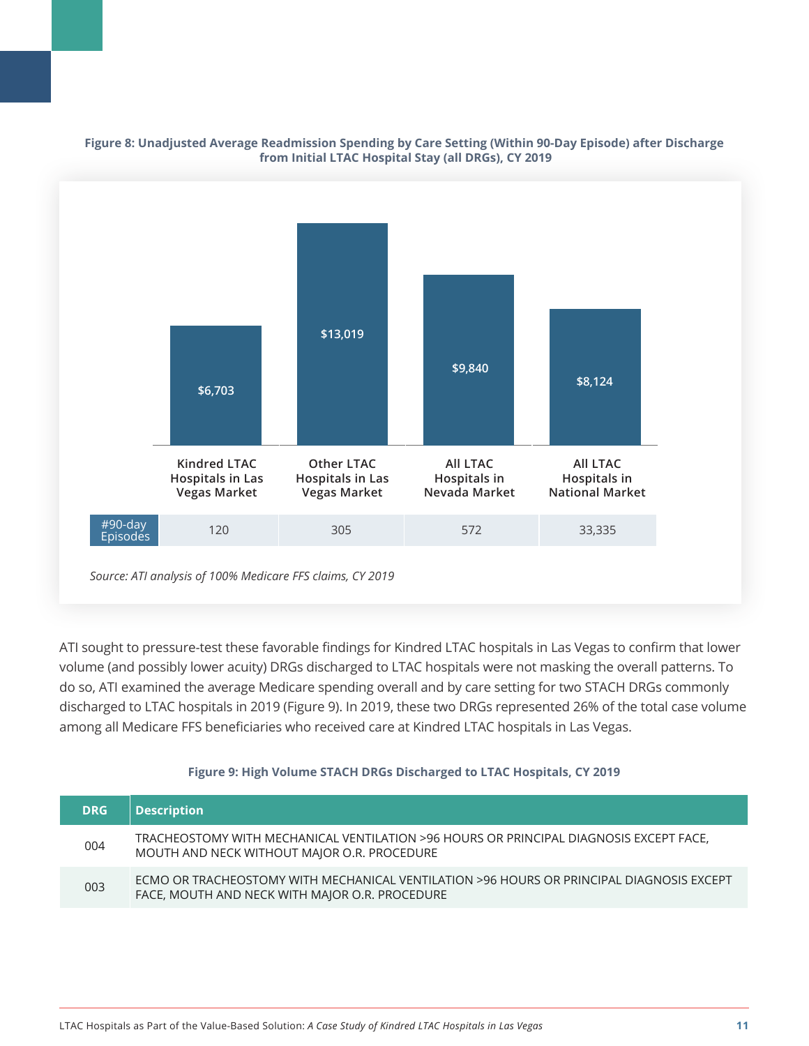**Figure 8: Unadjusted Average Readmission Spending by Care Setting (Within 90-Day Episode) after Discharge from Initial LTAC Hospital Stay (all DRGs), CY 2019**

| | Kindred LTAC Hospitals in Las Vegas Market | Other LTAC Hospitals in Las Vegas Market | All LTAC Hospitals in Nevada Market | All LTAC Hospitals in National Market |
|---|---|---|---|---|
| Average Readmission Spending | $6,703 | $13,019 | $9,840 | $8,124 |
| #90-day Episodes | 120 | 305 | 572 | 33,335 |

*Source: ATI analysis of 100% Medicare FFS claims, CY 2019*

ATI sought to pressure-test these favorable findings for Kindred LTAC hospitals in Las Vegas to confirm that lower volume (and possibly lower acuity) DRGs discharged to LTAC hospitals were not masking the overall patterns. To do so, ATI examined the average Medicare spending overall and by care setting for two STACH DRGs commonly discharged to LTAC hospitals in 2019 (Figure 9). In 2019, these two DRGs represented 26% of the total case volume among all Medicare FFS beneficiaries who received care at Kindred LTAC hospitals in Las Vegas.

**Figure 9: High Volume STACH DRGs Discharged to LTAC Hospitals, CY 2019**

| DRG | Description |
|---|---|
| 004 | TRACHEOSTOMY WITH MECHANICAL VENTILATION >96 HOURS OR PRINCIPAL DIAGNOSIS EXCEPT FACE, MOUTH AND NECK WITHOUT MAJOR O.R. PROCEDURE |
| 003 | ECMO OR TRACHEOSTOMY WITH MECHANICAL VENTILATION >96 HOURS OR PRINCIPAL DIAGNOSIS EXCEPT FACE, MOUTH AND NECK WITH MAJOR O.R. PROCEDURE |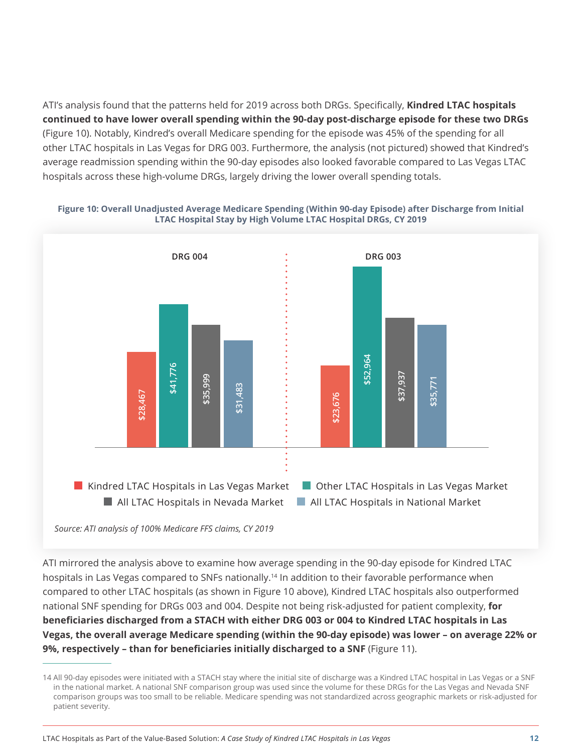ATI's analysis found that the patterns held for 2019 across both DRGs. Specifically, **Kindred LTAC hospitals continued to have lower overall spending within the 90-day post-discharge episode for these two DRGs** (Figure 10). Notably, Kindred's overall Medicare spending for the episode was 45% of the spending for all other LTAC hospitals in Las Vegas for DRG 003. Furthermore, the analysis (not pictured) showed that Kindred's average readmission spending within the 90-day episodes also looked favorable compared to Las Vegas LTAC hospitals across these high-volume DRGs, largely driving the lower overall spending totals.

**Figure 10: Overall Unadjusted Average Medicare Spending (Within 90-day Episode) after Discharge from Initial LTAC Hospital Stay by High Volume LTAC Hospital DRGs, CY 2019**

| | DRG 004 | DRG 003 |
|---|---|---|
| Kindred LTAC Hospitals in Las Vegas Market | $28,467 | $23,676 |
| Other LTAC Hospitals in Las Vegas Market | $41,776 | $52,964 |
| All LTAC Hospitals in Nevada Market | $35,999 | $37,937 |
| All LTAC Hospitals in National Market | $31,483 | $35,771 |

*Source: ATI analysis of 100% Medicare FFS claims, CY 2019*

ATI mirrored the analysis above to examine how average spending in the 90-day episode for Kindred LTAC hospitals in Las Vegas compared to SNFs nationally.[14] In addition to their favorable performance when compared to other LTAC hospitals (as shown in Figure 10 above), Kindred LTAC hospitals also outperformed national SNF spending for DRGs 003 and 004. Despite not being risk-adjusted for patient complexity, **for beneficiaries discharged from a STACH with either DRG 003 or 004 to Kindred LTAC hospitals in Las Vegas, the overall average Medicare spending (within the 90-day episode) was lower – on average 22% or 9%, respectively – than for beneficiaries initially discharged to a SNF** (Figure 11).

---

14 All 90-day episodes were initiated with a STACH stay where the initial site of discharge was a Kindred LTAC hospital in Las Vegas or a SNF in the national market. A national SNF comparison group was used since the volume for these DRGs for the Las Vegas and Nevada SNF comparison groups was too small to be reliable. Medicare spending was not standardized across geographic markets or risk-adjusted for patient severity.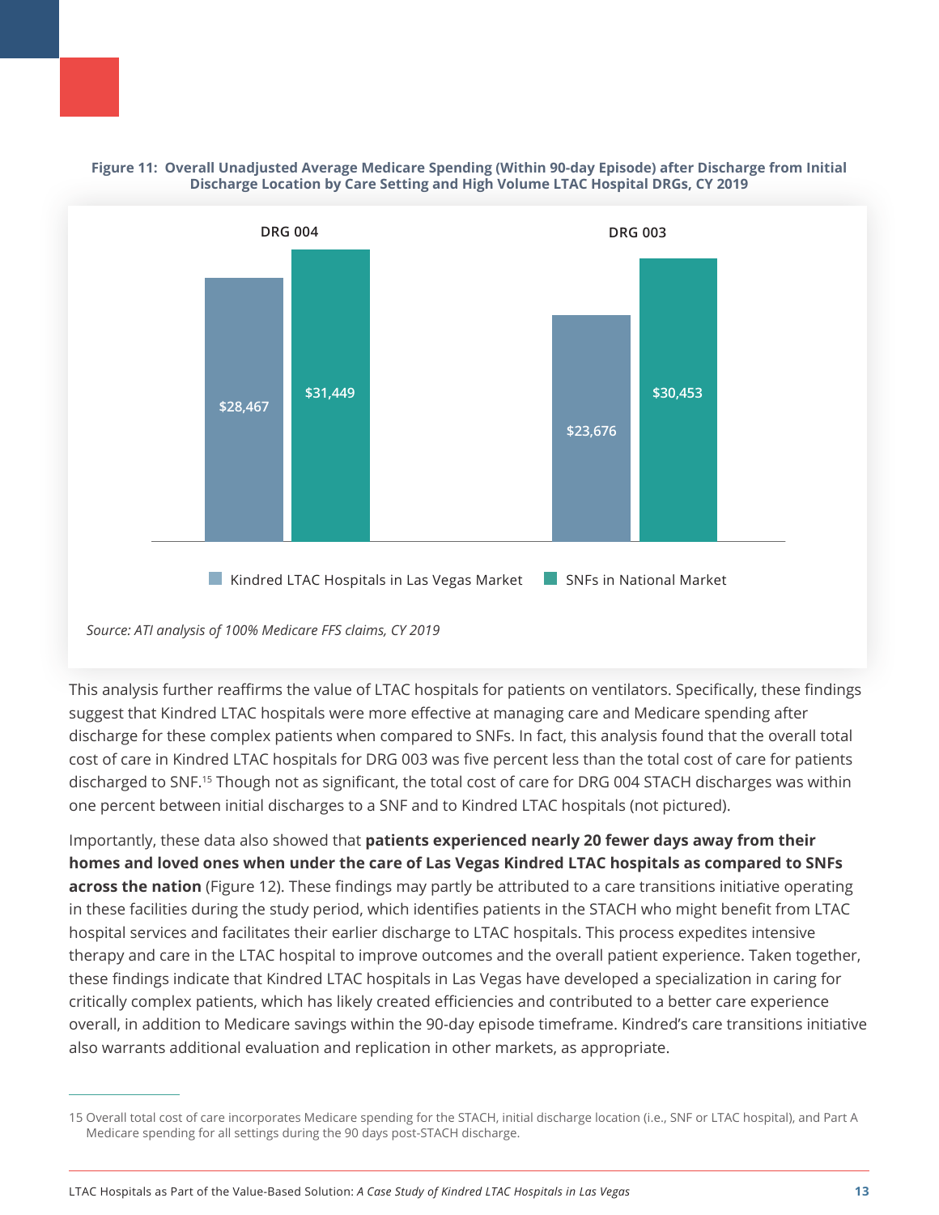**Figure 11: Overall Unadjusted Average Medicare Spending (Within 90-day Episode) after Discharge from Initial Discharge Location by Care Setting and High Volume LTAC Hospital DRGs, CY 2019**

| | Kindred LTAC Hospitals in Las Vegas Market | SNFs in National Market |
|---|---|---|
| DRG 004 | $28,467 | $31,449 |
| DRG 003 | $23,676 | $30,453 |

*Source: ATI analysis of 100% Medicare FFS claims, CY 2019*

This analysis further reaffirms the value of LTAC hospitals for patients on ventilators. Specifically, these findings suggest that Kindred LTAC hospitals were more effective at managing care and Medicare spending after discharge for these complex patients when compared to SNFs. In fact, this analysis found that the overall total cost of care in Kindred LTAC hospitals for DRG 003 was five percent less than the total cost of care for patients discharged to SNF.[15] Though not as significant, the total cost of care for DRG 004 STACH discharges was within one percent between initial discharges to a SNF and to Kindred LTAC hospitals (not pictured).

Importantly, these data also showed that **patients experienced nearly 20 fewer days away from their homes and loved ones when under the care of Las Vegas Kindred LTAC hospitals as compared to SNFs across the nation** (Figure 12). These findings may partly be attributed to a care transitions initiative operating in these facilities during the study period, which identifies patients in the STACH who might benefit from LTAC hospital services and facilitates their earlier discharge to LTAC hospitals. This process expedites intensive therapy and care in the LTAC hospital to improve outcomes and the overall patient experience. Taken together, these findings indicate that Kindred LTAC hospitals in Las Vegas have developed a specialization in caring for critically complex patients, which has likely created efficiencies and contributed to a better care experience overall, in addition to Medicare savings within the 90-day episode timeframe. Kindred's care transitions initiative also warrants additional evaluation and replication in other markets, as appropriate.

---

15 Overall total cost of care incorporates Medicare spending for the STACH, initial discharge location (i.e., SNF or LTAC hospital), and Part A Medicare spending for all settings during the 90 days post-STACH discharge.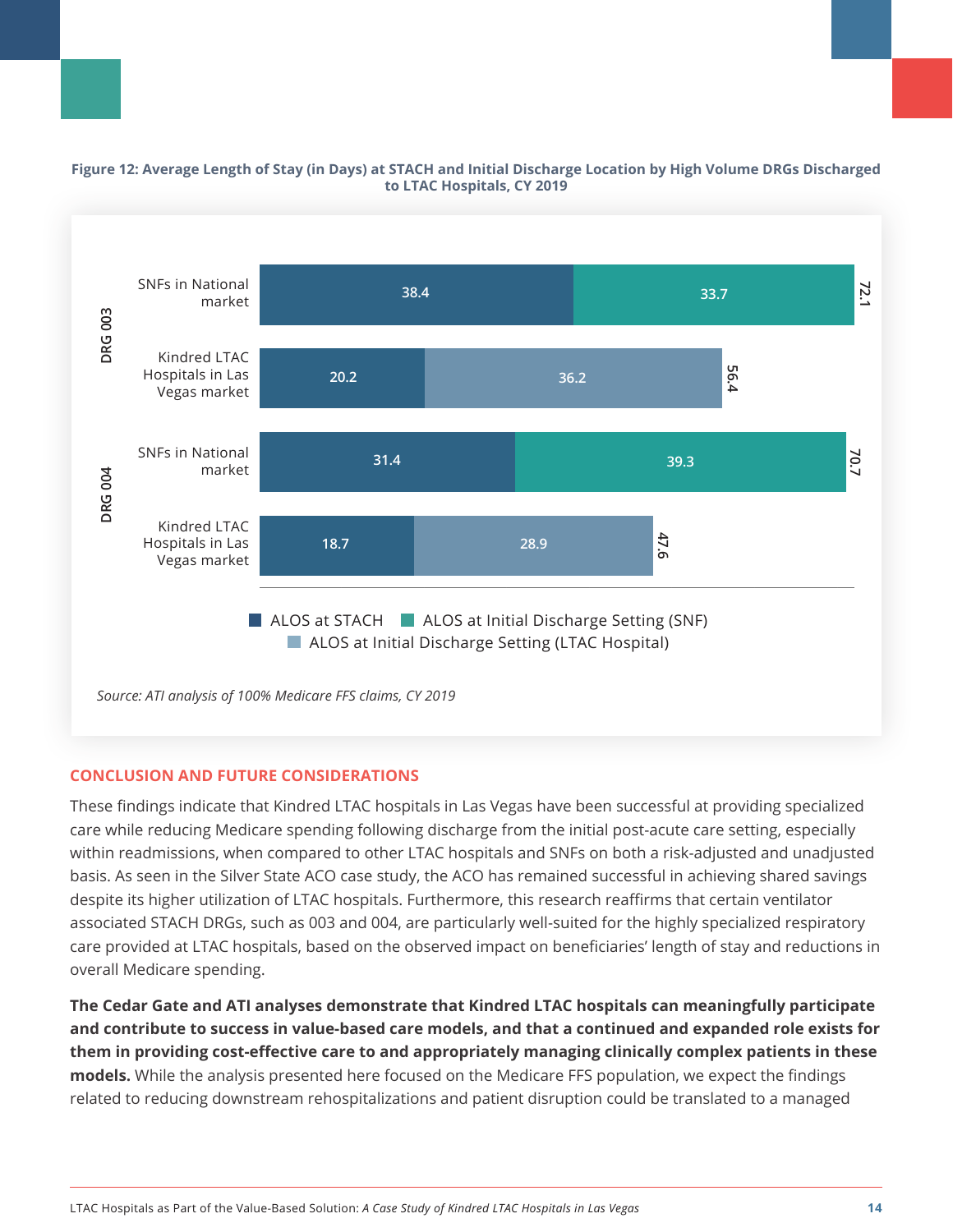**Figure 12: Average Length of Stay (in Days) at STACH and Initial Discharge Location by High Volume DRGs Discharged to LTAC Hospitals, CY 2019**

| DRG | Setting | ALOS at STACH | ALOS at Initial Discharge Setting (SNF) | ALOS at Initial Discharge Setting (LTAC Hospital) | Total |
|---|---|---|---|---|---|
| DRG 003 | SNFs in National market | 38.4 | 33.7 | | 72.1 |
| DRG 003 | Kindred LTAC Hospitals in Las Vegas market | 20.2 | | 36.2 | 56.4 |
| DRG 004 | SNFs in National market | 31.4 | 39.3 | | 70.7 |
| DRG 004 | Kindred LTAC Hospitals in Las Vegas market | 18.7 | | 28.9 | 47.6 |

*Source: ATI analysis of 100% Medicare FFS claims, CY 2019*

## CONCLUSION AND FUTURE CONSIDERATIONS

These findings indicate that Kindred LTAC hospitals in Las Vegas have been successful at providing specialized care while reducing Medicare spending following discharge from the initial post-acute care setting, especially within readmissions, when compared to other LTAC hospitals and SNFs on both a risk-adjusted and unadjusted basis. As seen in the Silver State ACO case study, the ACO has remained successful in achieving shared savings despite its higher utilization of LTAC hospitals. Furthermore, this research reaffirms that certain ventilator associated STACH DRGs, such as 003 and 004, are particularly well-suited for the highly specialized respiratory care provided at LTAC hospitals, based on the observed impact on beneficiaries' length of stay and reductions in overall Medicare spending.

**The Cedar Gate and ATI analyses demonstrate that Kindred LTAC hospitals can meaningfully participate and contribute to success in value-based care models, and that a continued and expanded role exists for them in providing cost-effective care to and appropriately managing clinically complex patients in these models.** While the analysis presented here focused on the Medicare FFS population, we expect the findings related to reducing downstream rehospitalizations and patient disruption could be translated to a managed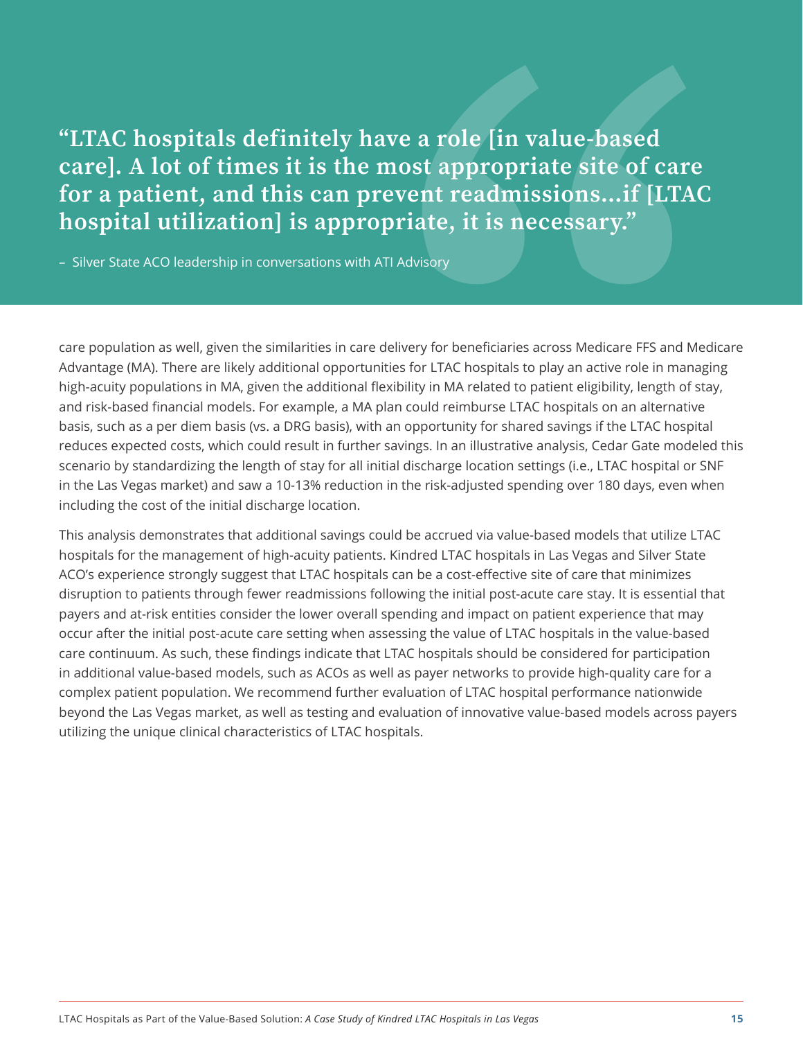> **"LTAC hospitals definitely have a role [in value-based care]. A lot of times it is the most appropriate site of care for a patient, and this can prevent readmissions...if [LTAC hospital utilization] is appropriate, it is necessary."**
>
> – Silver State ACO leadership in conversations with ATI Advisory

care population as well, given the similarities in care delivery for beneficiaries across Medicare FFS and Medicare Advantage (MA). There are likely additional opportunities for LTAC hospitals to play an active role in managing high-acuity populations in MA, given the additional flexibility in MA related to patient eligibility, length of stay, and risk-based financial models. For example, a MA plan could reimburse LTAC hospitals on an alternative basis, such as a per diem basis (vs. a DRG basis), with an opportunity for shared savings if the LTAC hospital reduces expected costs, which could result in further savings. In an illustrative analysis, Cedar Gate modeled this scenario by standardizing the length of stay for all initial discharge location settings (i.e., LTAC hospital or SNF in the Las Vegas market) and saw a 10-13% reduction in the risk-adjusted spending over 180 days, even when including the cost of the initial discharge location.

This analysis demonstrates that additional savings could be accrued via value-based models that utilize LTAC hospitals for the management of high-acuity patients. Kindred LTAC hospitals in Las Vegas and Silver State ACO's experience strongly suggest that LTAC hospitals can be a cost-effective site of care that minimizes disruption to patients through fewer readmissions following the initial post-acute care stay. It is essential that payers and at-risk entities consider the lower overall spending and impact on patient experience that may occur after the initial post-acute care setting when assessing the value of LTAC hospitals in the value-based care continuum. As such, these findings indicate that LTAC hospitals should be considered for participation in additional value-based models, such as ACOs as well as payer networks to provide high-quality care for a complex patient population. We recommend further evaluation of LTAC hospital performance nationwide beyond the Las Vegas market, as well as testing and evaluation of innovative value-based models across payers utilizing the unique clinical characteristics of LTAC hospitals.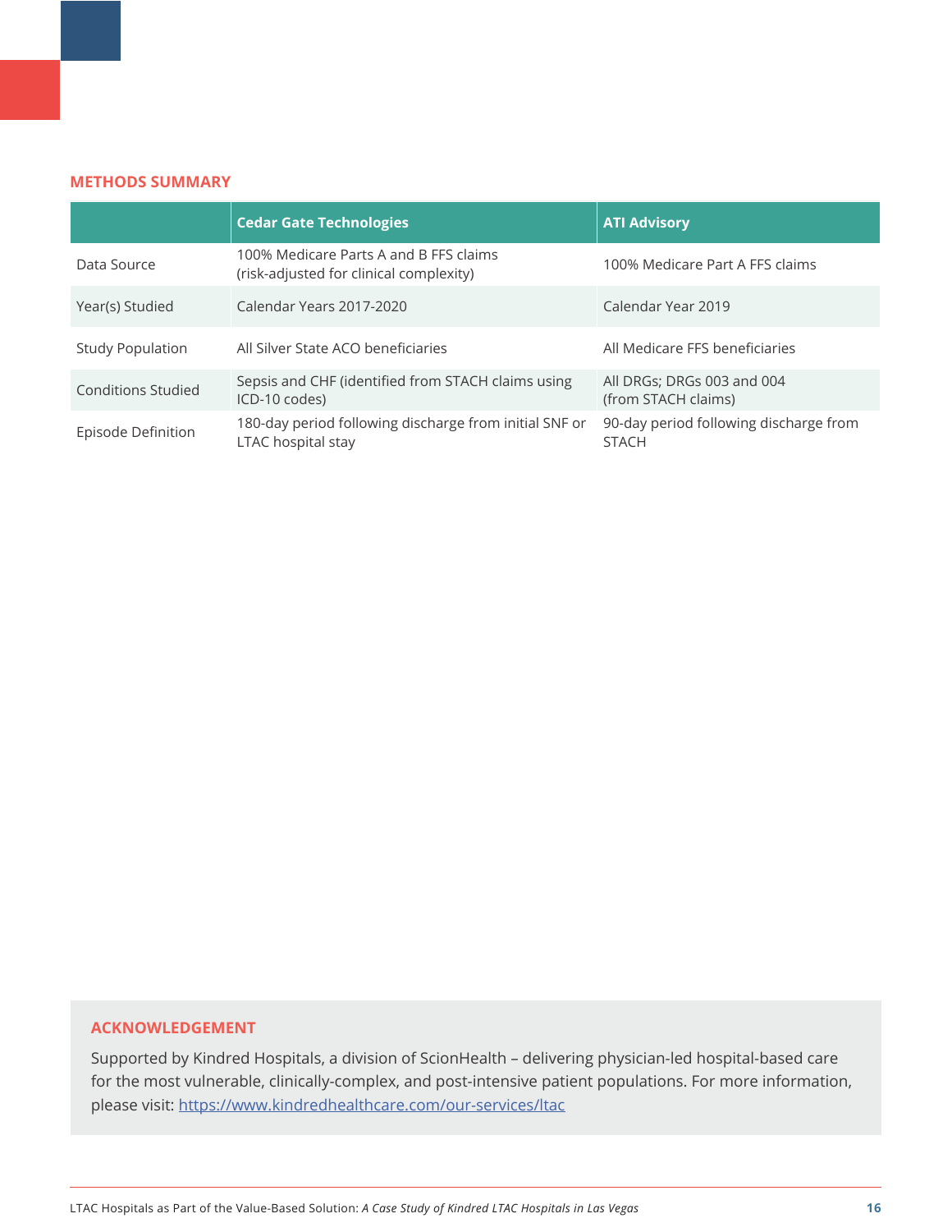## METHODS SUMMARY

| | Cedar Gate Technologies | ATI Advisory |
|---|---|---|
| Data Source | 100% Medicare Parts A and B FFS claims (risk-adjusted for clinical complexity) | 100% Medicare Part A FFS claims |
| Year(s) Studied | Calendar Years 2017-2020 | Calendar Year 2019 |
| Study Population | All Silver State ACO beneficiaries | All Medicare FFS beneficiaries |
| Conditions Studied | Sepsis and CHF (identified from STACH claims using ICD-10 codes) | All DRGs; DRGs 003 and 004 (from STACH claims) |
| Episode Definition | 180-day period following discharge from initial SNF or LTAC hospital stay | 90-day period following discharge from STACH |

### ACKNOWLEDGEMENT

Supported by Kindred Hospitals, a division of ScionHealth – delivering physician-led hospital-based care for the most vulnerable, clinically-complex, and post-intensive patient populations. For more information, please visit: [https://www.kindredhealthcare.com/our-services/ltac](https://www.kindredhealthcare.com/our-services/ltac)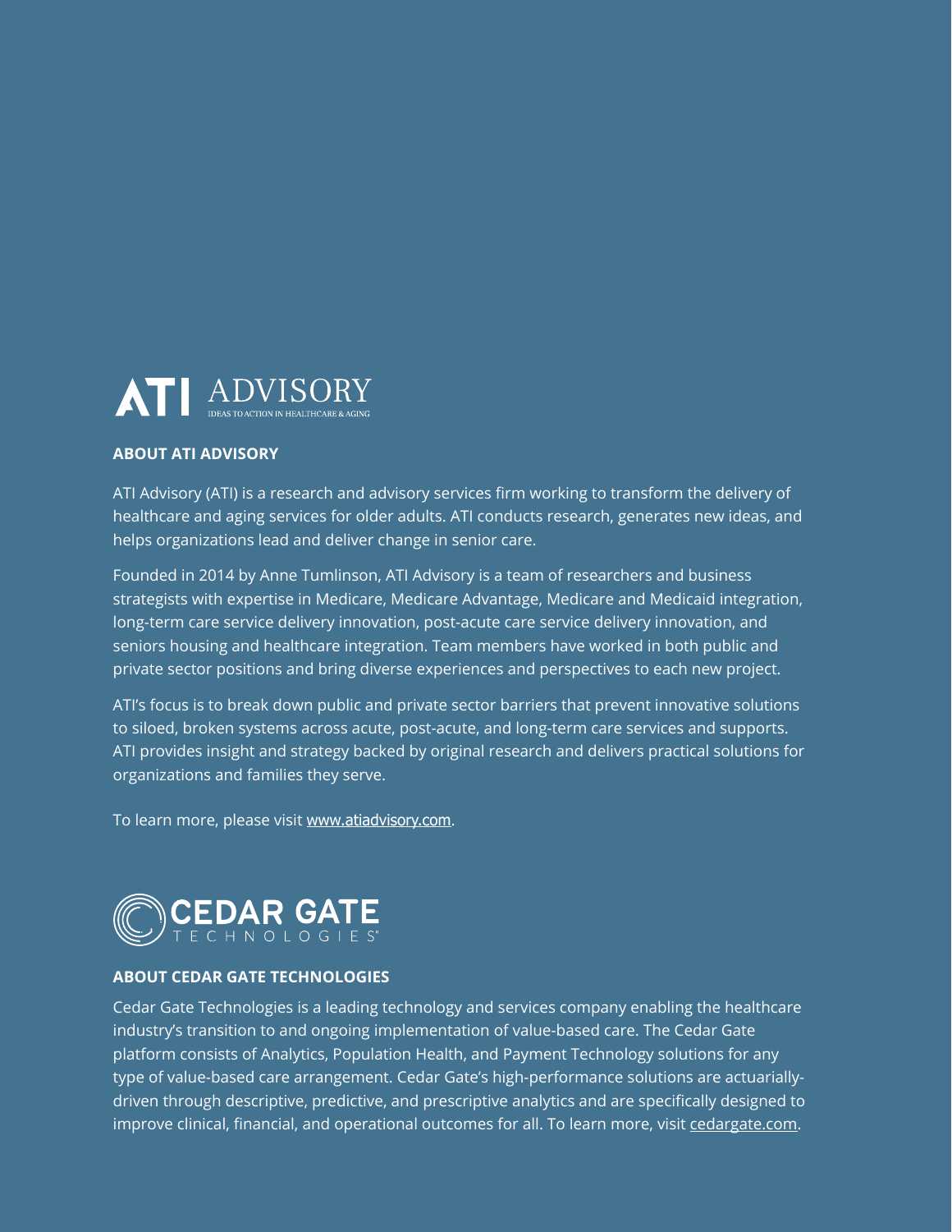ATI ADVISORY
IDEAS TO ACTION IN HEALTHCARE & AGING

## ABOUT ATI ADVISORY

ATI Advisory (ATI) is a research and advisory services firm working to transform the delivery of healthcare and aging services for older adults. ATI conducts research, generates new ideas, and helps organizations lead and deliver change in senior care.

Founded in 2014 by Anne Tumlinson, ATI Advisory is a team of researchers and business strategists with expertise in Medicare, Medicare Advantage, Medicare and Medicaid integration, long-term care service delivery innovation, post-acute care service delivery innovation, and seniors housing and healthcare integration. Team members have worked in both public and private sector positions and bring diverse experiences and perspectives to each new project.

ATI's focus is to break down public and private sector barriers that prevent innovative solutions to siloed, broken systems across acute, post-acute, and long-term care services and supports. ATI provides insight and strategy backed by original research and delivers practical solutions for organizations and families they serve.

To learn more, please visit www.atiadvisory.com.

CEDAR GATE
TECHNOLOGIES

## ABOUT CEDAR GATE TECHNOLOGIES

Cedar Gate Technologies is a leading technology and services company enabling the healthcare industry's transition to and ongoing implementation of value-based care. The Cedar Gate platform consists of Analytics, Population Health, and Payment Technology solutions for any type of value-based care arrangement. Cedar Gate's high-performance solutions are actuarially-driven through descriptive, predictive, and prescriptive analytics and are specifically designed to improve clinical, financial, and operational outcomes for all. To learn more, visit cedargate.com.